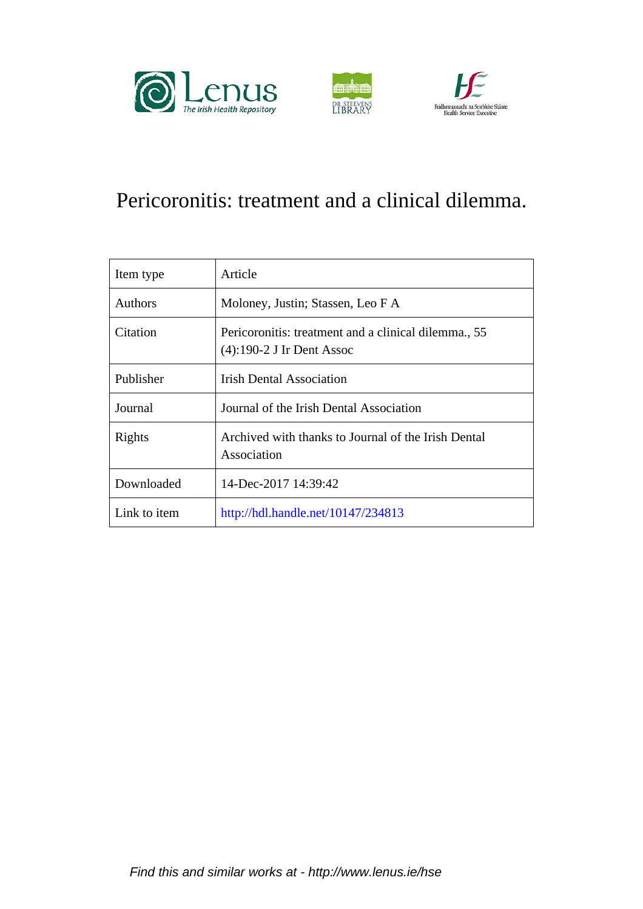# Pericoronitis: treatment and a clinical dilemma.

| Item type | Article |
|---|---|
| Authors | Moloney, Justin; Stassen, Leo F A |
| Citation | Pericoronitis: treatment and a clinical dilemma., 55 (4):190-2 J Ir Dent Assoc |
| Publisher | Irish Dental Association |
| Journal | Journal of the Irish Dental Association |
| Rights | Archived with thanks to Journal of the Irish Dental Association |
| Downloaded | 14-Dec-2017 14:39:42 |
| Link to item | http://hdl.handle.net/10147/234813 |

*Find this and similar works at - http://www.lenus.ie/hse*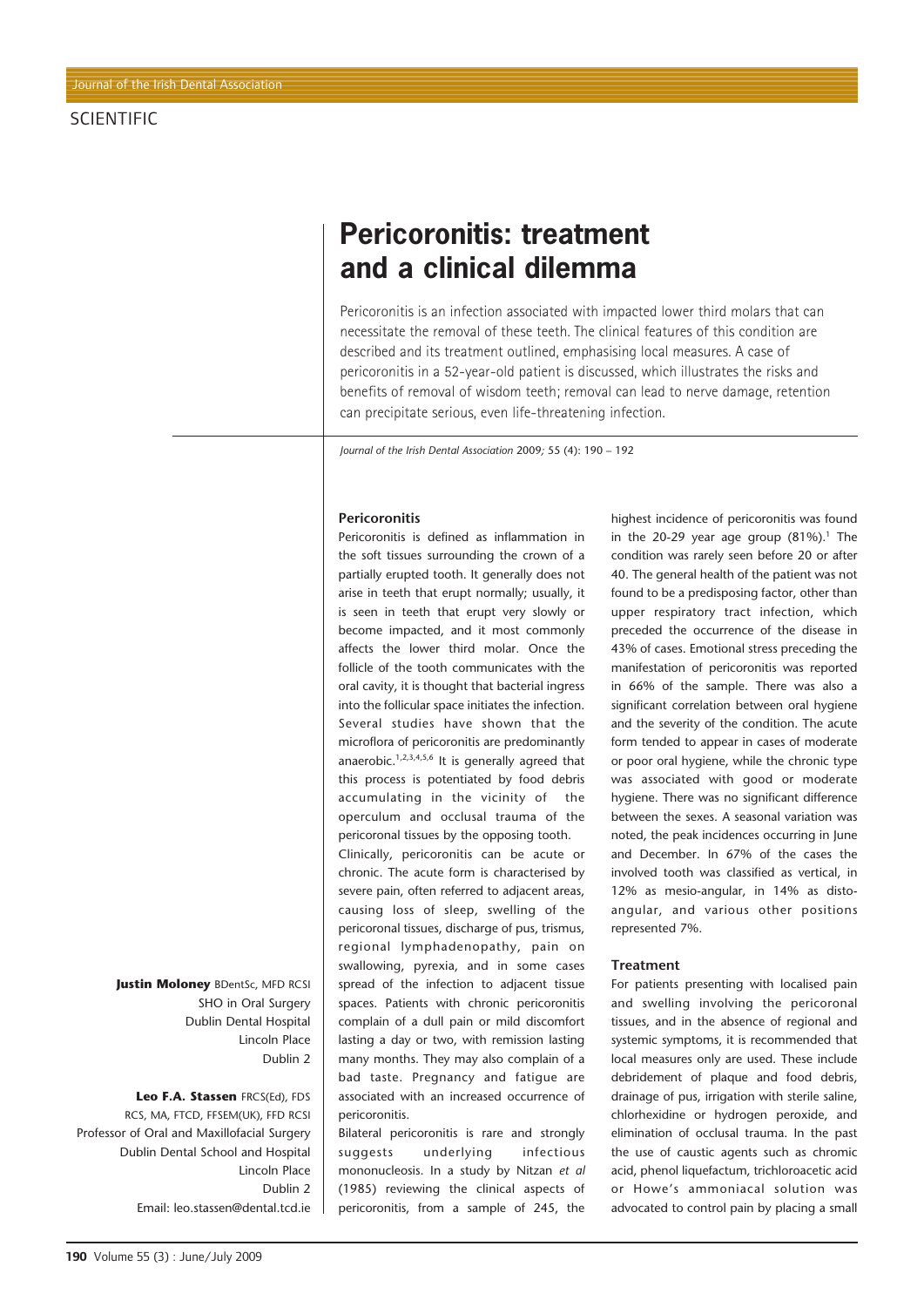# Pericoronitis: treatment and a clinical dilemma

Pericoronitis is an infection associated with impacted lower third molars that can necessitate the removal of these teeth. The clinical features of this condition are described and its treatment outlined, emphasising local measures. A case of pericoronitis in a 52-year-old patient is discussed, which illustrates the risks and benefits of removal of wisdom teeth; removal can lead to nerve damage, retention can precipitate serious, even life-threatening infection.

*Journal of the Irish Dental Association* 2009; 55 (4): 190 – 192

**Justin Moloney** BDentSc, MFD RCSI
SHO in Oral Surgery
Dublin Dental Hospital
Lincoln Place
Dublin 2

**Leo F.A. Stassen** FRCS(Ed), FDS RCS, MA, FTCD, FFSEM(UK), FFD RCSI
Professor of Oral and Maxillofacial Surgery
Dublin Dental School and Hospital
Lincoln Place
Dublin 2
Email: leo.stassen@dental.tcd.ie

## Pericoronitis

Pericoronitis is defined as inflammation in the soft tissues surrounding the crown of a partially erupted tooth. It generally does not arise in teeth that erupt normally; usually, it is seen in teeth that erupt very slowly or become impacted, and it most commonly affects the lower third molar. Once the follicle of the tooth communicates with the oral cavity, it is thought that bacterial ingress into the follicular space initiates the infection. Several studies have shown that the microflora of pericoronitis are predominantly anaerobic.[1,2,3,4,5,6] It is generally agreed that this process is potentiated by food debris accumulating in the vicinity of the operculum and occlusal trauma of the pericoronal tissues by the opposing tooth.

Clinically, pericoronitis can be acute or chronic. The acute form is characterised by severe pain, often referred to adjacent areas, causing loss of sleep, swelling of the pericoronal tissues, discharge of pus, trismus, regional lymphadenopathy, pain on swallowing, pyrexia, and in some cases spread of the infection to adjacent tissue spaces. Patients with chronic pericoronitis complain of a dull pain or mild discomfort lasting a day or two, with remission lasting many months. They may also complain of a bad taste. Pregnancy and fatigue are associated with an increased occurrence of pericoronitis.

Bilateral pericoronitis is rare and strongly suggests underlying infectious mononucleosis. In a study by Nitzan *et al* (1985) reviewing the clinical aspects of pericoronitis, from a sample of 245, the highest incidence of pericoronitis was found in the 20-29 year age group (81%).[1] The condition was rarely seen before 20 or after 40. The general health of the patient was not found to be a predisposing factor, other than upper respiratory tract infection, which preceded the occurrence of the disease in 43% of cases. Emotional stress preceding the manifestation of pericoronitis was reported in 66% of the sample. There was also a significant correlation between oral hygiene and the severity of the condition. The acute form tended to appear in cases of moderate or poor oral hygiene, while the chronic type was associated with good or moderate hygiene. There was no significant difference between the sexes. A seasonal variation was noted, the peak incidences occurring in June and December. In 67% of the cases the involved tooth was classified as vertical, in 12% as mesio-angular, in 14% as disto-angular, and various other positions represented 7%.

## Treatment

For patients presenting with localised pain and swelling involving the pericoronal tissues, and in the absence of regional and systemic symptoms, it is recommended that local measures only are used. These include debridement of plaque and food debris, drainage of pus, irrigation with sterile saline, chlorhexidine or hydrogen peroxide, and elimination of occlusal trauma. In the past the use of caustic agents such as chromic acid, phenol liquefactum, trichloroacetic acid or Howe's ammoniacal solution was advocated to control pain by placing a small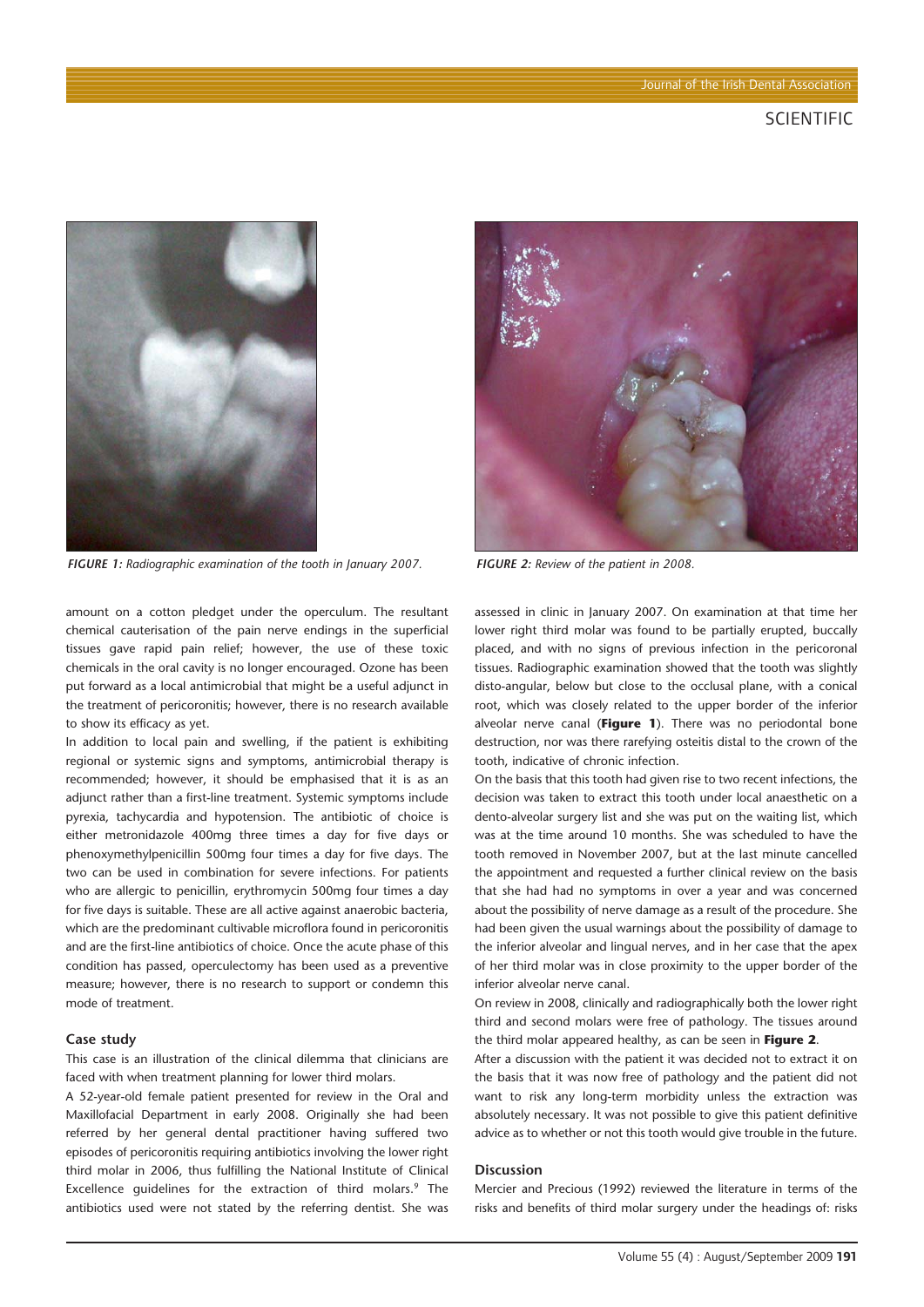*FIGURE 1: Radiographic examination of the tooth in January 2007.*

*FIGURE 2: Review of the patient in 2008.*

amount on a cotton pledget under the operculum. The resultant chemical cauterisation of the pain nerve endings in the superficial tissues gave rapid pain relief; however, the use of these toxic chemicals in the oral cavity is no longer encouraged. Ozone has been put forward as a local antimicrobial that might be a useful adjunct in the treatment of pericoronitis; however, there is no research available to show its efficacy as yet.

In addition to local pain and swelling, if the patient is exhibiting regional or systemic signs and symptoms, antimicrobial therapy is recommended; however, it should be emphasised that it is as an adjunct rather than a first-line treatment. Systemic symptoms include pyrexia, tachycardia and hypotension. The antibiotic of choice is either metronidazole 400mg three times a day for five days or phenoxymethylpenicillin 500mg four times a day for five days. The two can be used in combination for severe infections. For patients who are allergic to penicillin, erythromycin 500mg four times a day for five days is suitable. These are all active against anaerobic bacteria, which are the predominant cultivable microflora found in pericoronitis and are the first-line antibiotics of choice. Once the acute phase of this condition has passed, operculectomy has been used as a preventive measure; however, there is no research to support or condemn this mode of treatment.

### Case study

This case is an illustration of the clinical dilemma that clinicians are faced with when treatment planning for lower third molars.

A 52-year-old female patient presented for review in the Oral and Maxillofacial Department in early 2008. Originally she had been referred by her general dental practitioner having suffered two episodes of pericoronitis requiring antibiotics involving the lower right third molar in 2006, thus fulfilling the National Institute of Clinical Excellence guidelines for the extraction of third molars.[9] The antibiotics used were not stated by the referring dentist. She was assessed in clinic in January 2007. On examination at that time her lower right third molar was found to be partially erupted, buccally placed, and with no signs of previous infection in the pericoronal tissues. Radiographic examination showed that the tooth was slightly disto-angular, below but close to the occlusal plane, with a conical root, which was closely related to the upper border of the inferior alveolar nerve canal (**Figure 1**). There was no periodontal bone destruction, nor was there rarefying osteitis distal to the crown of the tooth, indicative of chronic infection.

On the basis that this tooth had given rise to two recent infections, the decision was taken to extract this tooth under local anaesthetic on a dento-alveolar surgery list and she was put on the waiting list, which was at the time around 10 months. She was scheduled to have the tooth removed in November 2007, but at the last minute cancelled the appointment and requested a further clinical review on the basis that she had had no symptoms in over a year and was concerned about the possibility of nerve damage as a result of the procedure. She had been given the usual warnings about the possibility of damage to the inferior alveolar and lingual nerves, and in her case that the apex of her third molar was in close proximity to the upper border of the inferior alveolar nerve canal.

On review in 2008, clinically and radiographically both the lower right third and second molars were free of pathology. The tissues around the third molar appeared healthy, as can be seen in **Figure 2**.

After a discussion with the patient it was decided not to extract it on the basis that it was now free of pathology and the patient did not want to risk any long-term morbidity unless the extraction was absolutely necessary. It was not possible to give this patient definitive advice as to whether or not this tooth would give trouble in the future.

### Discussion

Mercier and Precious (1992) reviewed the literature in terms of the risks and benefits of third molar surgery under the headings of: risks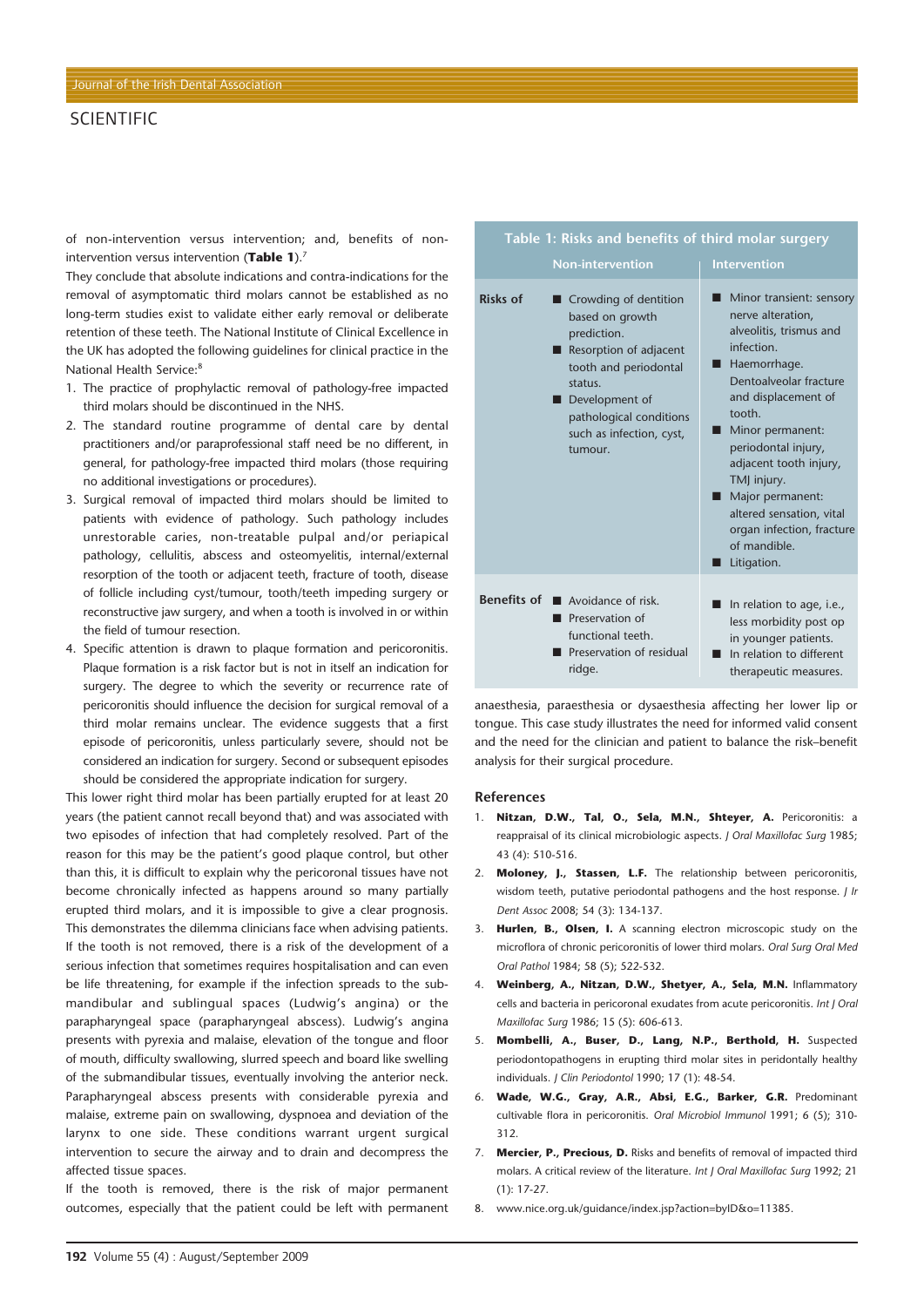of non-intervention versus intervention; and, benefits of non-intervention versus intervention (**Table 1**).[7]

They conclude that absolute indications and contra-indications for the removal of asymptomatic third molars cannot be established as no long-term studies exist to validate either early removal or deliberate retention of these teeth. The National Institute of Clinical Excellence in the UK has adopted the following guidelines for clinical practice in the National Health Service:[8]

1. The practice of prophylactic removal of pathology-free impacted third molars should be discontinued in the NHS.
2. The standard routine programme of dental care by dental practitioners and/or paraprofessional staff need be no different, in general, for pathology-free impacted third molars (those requiring no additional investigations or procedures).
3. Surgical removal of impacted third molars should be limited to patients with evidence of pathology. Such pathology includes unrestorable caries, non-treatable pulpal and/or periapical pathology, cellulitis, abscess and osteomyelitis, internal/external resorption of the tooth or adjacent teeth, fracture of tooth, disease of follicle including cyst/tumour, tooth/teeth impeding surgery or reconstructive jaw surgery, and when a tooth is involved in or within the field of tumour resection.
4. Specific attention is drawn to plaque formation and pericoronitis. Plaque formation is a risk factor but is not in itself an indication for surgery. The degree to which the severity or recurrence rate of pericoronitis should influence the decision for surgical removal of a third molar remains unclear. The evidence suggests that a first episode of pericoronitis, unless particularly severe, should not be considered an indication for surgery. Second or subsequent episodes should be considered the appropriate indication for surgery.

This lower right third molar has been partially erupted for at least 20 years (the patient cannot recall beyond that) and was associated with two episodes of infection that had completely resolved. Part of the reason for this may be the patient's good plaque control, but other than this, it is difficult to explain why the pericoronal tissues have not become chronically infected as happens around so many partially erupted third molars, and it is impossible to give a clear prognosis. This demonstrates the dilemma clinicians face when advising patients. If the tooth is not removed, there is a risk of the development of a serious infection that sometimes requires hospitalisation and can even be life threatening, for example if the infection spreads to the sub-mandibular and sublingual spaces (Ludwig's angina) or the parapharyngeal space (parapharyngeal abscess). Ludwig's angina presents with pyrexia and malaise, elevation of the tongue and floor of mouth, difficulty swallowing, slurred speech and board like swelling of the submandibular tissues, eventually involving the anterior neck. Parapharyngeal abscess presents with considerable pyrexia and malaise, extreme pain on swallowing, dyspnoea and deviation of the larynx to one side. These conditions warrant urgent surgical intervention to secure the airway and to drain and decompress the affected tissue spaces.

If the tooth is removed, there is the risk of major permanent outcomes, especially that the patient could be left with permanent anaesthesia, paraesthesia or dysaesthesia affecting her lower lip or tongue. This case study illustrates the need for informed valid consent and the need for the clinician and patient to balance the risk–benefit analysis for their surgical procedure.

**Table 1: Risks and benefits of third molar surgery**

| | Non-intervention | Intervention |
|---|---|---|
| **Risks of** | ■ Crowding of dentition based on growth prediction.<br>■ Resorption of adjacent tooth and periodontal status.<br>■ Development of pathological conditions such as infection, cyst, tumour. | ■ Minor transient: sensory nerve alteration, alveolitis, trismus and infection.<br>■ Haemorrhage. Dentoalveolar fracture and displacement of tooth.<br>■ Minor permanent: periodontal injury, adjacent tooth injury, TMJ injury.<br>■ Major permanent: altered sensation, vital organ infection, fracture of mandible.<br>■ Litigation. |
| **Benefits of** | ■ Avoidance of risk.<br>■ Preservation of functional teeth.<br>■ Preservation of residual ridge. | ■ In relation to age, i.e., less morbidity post op in younger patients.<br>■ In relation to different therapeutic measures. |

## References

1. **Nitzan, D.W., Tal, O., Sela, M.N., Shteyer, A.** Pericoronitis: a reappraisal of its clinical microbiologic aspects. *J Oral Maxillofac Surg* 1985; 43 (4): 510-516.
2. **Moloney, J., Stassen, L.F.** The relationship between pericoronitis, wisdom teeth, putative periodontal pathogens and the host response. *J Ir Dent Assoc* 2008; 54 (3): 134-137.
3. **Hurlen, B., Olsen, I.** A scanning electron microscopic study on the microflora of chronic pericoronitis of lower third molars. *Oral Surg Oral Med Oral Pathol* 1984; 58 (5); 522-532.
4. **Weinberg, A., Nitzan, D.W., Shetyer, A., Sela, M.N.** Inflammatory cells and bacteria in pericoronal exudates from acute pericoronitis. *Int J Oral Maxillofac Surg* 1986; 15 (5): 606-613.
5. **Mombelli, A., Buser, D., Lang, N.P., Berthold, H.** Suspected periodontopathogens in erupting third molar sites in peridontally healthy individuals. *J Clin Periodontol* 1990; 17 (1): 48-54.
6. **Wade, W.G., Gray, A.R., Absi, E.G., Barker, G.R.** Predominant cultivable flora in pericoronitis. *Oral Microbiol Immunol* 1991; 6 (5); 310-312.
7. **Mercier, P., Precious, D.** Risks and benefits of removal of impacted third molars. A critical review of the literature. *Int J Oral Maxillofac Surg* 1992; 21 (1): 17-27.
8. www.nice.org.uk/guidance/index.jsp?action=byID&o=11385.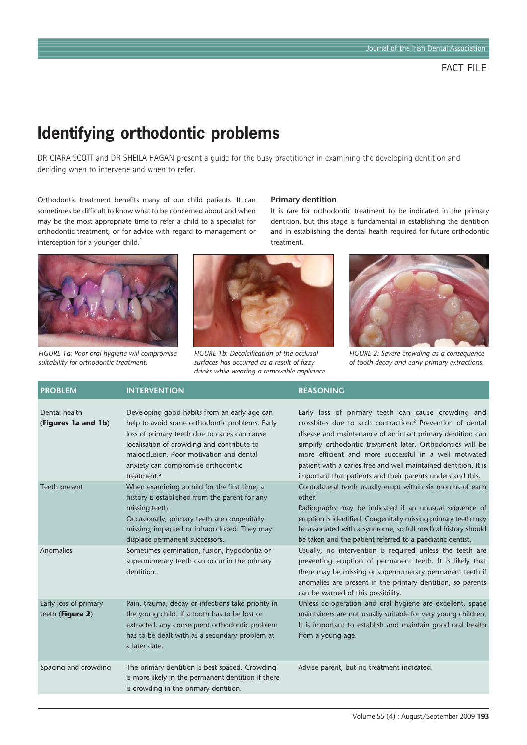FACT FILE

# Identifying orthodontic problems

DR CIARA SCOTT and DR SHEILA HAGAN present a guide for the busy practitioner in examining the developing dentition and deciding when to intervene and when to refer.

Orthodontic treatment benefits many of our child patients. It can sometimes be difficult to know what to be concerned about and when may be the most appropriate time to refer a child to a specialist for orthodontic treatment, or for advice with regard to management or interception for a younger child.[1]

### Primary dentition

It is rare for orthodontic treatment to be indicated in the primary dentition, but this stage is fundamental in establishing the dentition and in establishing the dental health required for future orthodontic treatment.

*FIGURE 1a: Poor oral hygiene will compromise suitability for orthodontic treatment.*

*FIGURE 1b: Decalcification of the occlusal surfaces has occurred as a result of fizzy drinks while wearing a removable appliance.*

*FIGURE 2: Severe crowding as a consequence of tooth decay and early primary extractions.*

| PROBLEM | INTERVENTION | REASONING |
|---|---|---|
| Dental health (**Figures 1a and 1b**) | Developing good habits from an early age can help to avoid some orthodontic problems. Early loss of primary teeth due to caries can cause localisation of crowding and contribute to malocclusion. Poor motivation and dental anxiety can compromise orthodontic treatment.[2] | Early loss of primary teeth can cause crowding and crossbites due to arch contraction.[2] Prevention of dental disease and maintenance of an intact primary dentition can simplify orthodontic treatment later. Orthodontics will be more efficient and more successful in a well motivated patient with a caries-free and well maintained dentition. It is important that patients and their parents understand this. |
| Teeth present | When examining a child for the first time, a history is established from the parent for any missing teeth. Occasionally, primary teeth are congenitally missing, impacted or infraoccluded. They may displace permanent successors. | Contralateral teeth usually erupt within six months of each other. Radiographs may be indicated if an unusual sequence of eruption is identified. Congenitally missing primary teeth may be associated with a syndrome, so full medical history should be taken and the patient referred to a paediatric dentist. |
| Anomalies | Sometimes gemination, fusion, hypodontia or supernumerary teeth can occur in the primary dentition. | Usually, no intervention is required unless the teeth are preventing eruption of permanent teeth. It is likely that there may be missing or supernumerary permanent teeth if anomalies are present in the primary dentition, so parents can be warned of this possibility. |
| Early loss of primary teeth (**Figure 2**) | Pain, trauma, decay or infections take priority in the young child. If a tooth has to be lost or extracted, any consequent orthodontic problem has to be dealt with as a secondary problem at a later date. | Unless co-operation and oral hygiene are excellent, space maintainers are not usually suitable for very young children. It is important to establish and maintain good oral health from a young age. |
| Spacing and crowding | The primary dentition is best spaced. Crowding is more likely in the permanent dentition if there is crowding in the primary dentition. | Advise parent, but no treatment indicated. |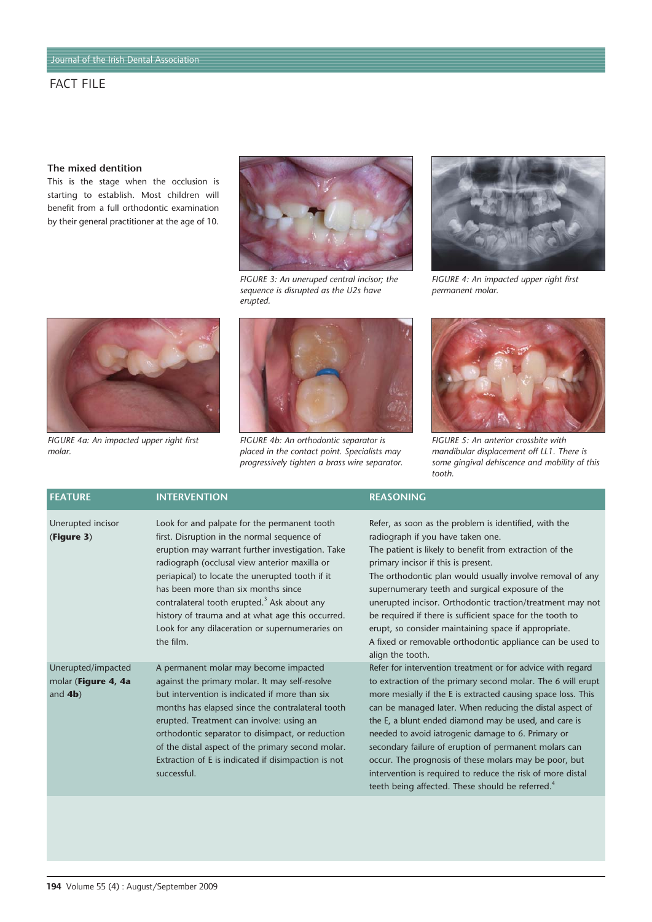FACT FILE

### The mixed dentition

This is the stage when the occlusion is starting to establish. Most children will benefit from a full orthodontic examination by their general practitioner at the age of 10.

*FIGURE 3: An unerupted central incisor; the sequence is disrupted as the U2s have erupted.*

*FIGURE 4: An impacted upper right first permanent molar.*

*FIGURE 4a: An impacted upper right first molar.*

*FIGURE 4b: An orthodontic separator is placed in the contact point. Specialists may progressively tighten a brass wire separator.*

*FIGURE 5: An anterior crossbite with mandibular displacement of LL1. There is some gingival dehiscence and mobility of this tooth.*

| FEATURE | INTERVENTION | REASONING |
|---|---|---|
| Unerupted incisor (**Figure 3**) | Look for and palpate for the permanent tooth first. Disruption in the normal sequence of eruption may warrant further investigation. Take radiograph (occlusal view anterior maxilla or periapical) to locate the unerupted tooth if it has been more than six months since contralateral tooth erupted.[3] Ask about any history of trauma and at what age this occurred. Look for any dilaceration or supernumeraries on the film. | Refer, as soon as the problem is identified, with the radiograph if you have taken one. The patient is likely to benefit from extraction of the primary incisor if this is present. The orthodontic plan would usually involve removal of any supernumerary teeth and surgical exposure of the unerupted incisor. Orthodontic traction/treatment may not be required if there is sufficient space for the tooth to erupt, so consider maintaining space if appropriate. A fixed or removable orthodontic appliance can be used to align the tooth. |
| Unerupted/impacted molar (**Figure 4, 4a** and **4b**) | A permanent molar may become impacted against the primary molar. It may self-resolve but intervention is indicated if more than six months has elapsed since the contralateral tooth erupted. Treatment can involve: using an orthodontic separator to disimpact, or reduction of the distal aspect of the primary second molar. Extraction of E is indicated if disimpaction is not successful. | Refer for intervention treatment or for advice with regard to extraction of the primary second molar. The 6 will erupt more mesially if the E is extracted causing space loss. This can be managed later. When reducing the distal aspect of the E, a blunt ended diamond may be used, and care is needed to avoid iatrogenic damage to 6. Primary or secondary failure of eruption of permanent molars can occur. The prognosis of these molars may be poor, but intervention is required to reduce the risk of more distal teeth being affected. These should be referred.[4] |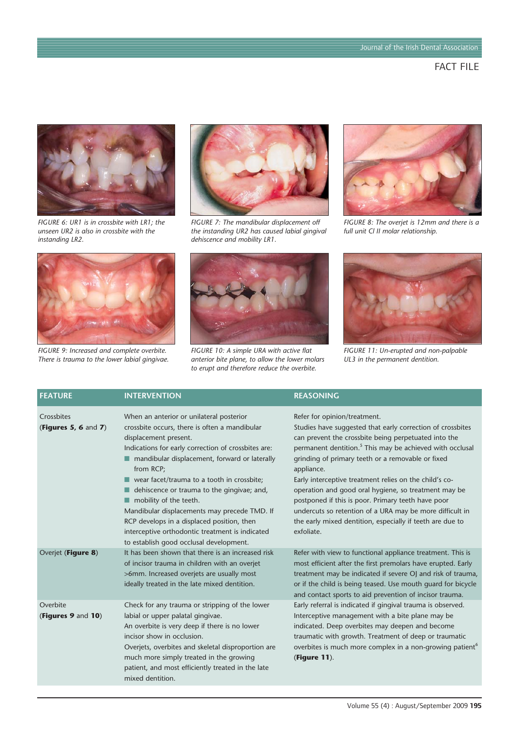FIGURE 6: UR1 is in crossbite with LR1; the unseen UR2 is also in crossbite with the instanding LR2.

FIGURE 7: The mandibular displacement off the instanding UR2 has caused labial gingival dehiscence and mobility LR1.

FIGURE 8: The overjet is 12mm and there is a full unit Cl II molar relationship.

FIGURE 9: Increased and complete overbite. There is trauma to the lower labial gingivae.

FIGURE 10: A simple URA with active flat anterior bite plane, to allow the lower molars to erupt and therefore reduce the overbite.

FIGURE 11: Un-erupted and non-palpable UL3 in the permanent dentition.

| FEATURE | INTERVENTION | REASONING |
|---|---|---|
| Crossbites (**Figures 5**, **6** and **7**) | When an anterior or unilateral posterior crossbite occurs, there is often a mandibular displacement present.<br>Indications for early correction of crossbites are:<br>■ mandibular displacement, forward or laterally from RCP;<br>■ wear facet/trauma to a tooth in crossbite;<br>■ dehiscence or trauma to the gingivae; and,<br>■ mobility of the teeth.<br>Mandibular displacements may precede TMD. If RCP develops in a displaced position, then interceptive orthodontic treatment is indicated to establish good occlusal development. | Refer for opinion/treatment.<br>Studies have suggested that early correction of crossbites can prevent the crossbite being perpetuated into the permanent dentition.[5] This may be achieved with occlusal grinding of primary teeth or a removable or fixed appliance.<br>Early interceptive treatment relies on the child's co-operation and good oral hygiene, so treatment may be postponed if this is poor. Primary teeth have poor undercuts so retention of a URA may be more difficult in the early mixed dentition, especially if teeth are due to exfoliate. |
| Overjet (**Figure 8**) | It has been shown that there is an increased risk of incisor trauma in children with an overjet >6mm. Increased overjets are usually most ideally treated in the late mixed dentition. | Refer with view to functional appliance treatment. This is most efficient after the first premolars have erupted. Early treatment may be indicated if severe OJ and risk of trauma, or if the child is being teased. Use mouth guard for bicycle and contact sports to aid prevention of incisor trauma. |
| Overbite (**Figures 9** and **10**) | Check for any trauma or stripping of the lower labial or upper palatal gingivae.<br>An overbite is very deep if there is no lower incisor show in occlusion.<br>Overjets, overbites and skeletal disproportion are much more simply treated in the growing patient, and most efficiently treated in the late mixed dentition. | Early referral is indicated if gingival trauma is observed. Interceptive management with a bite plane may be indicated. Deep overbites may deepen and become traumatic with growth. Treatment of deep or traumatic overbites is much more complex in a non-growing patient[6] (**Figure 11**). |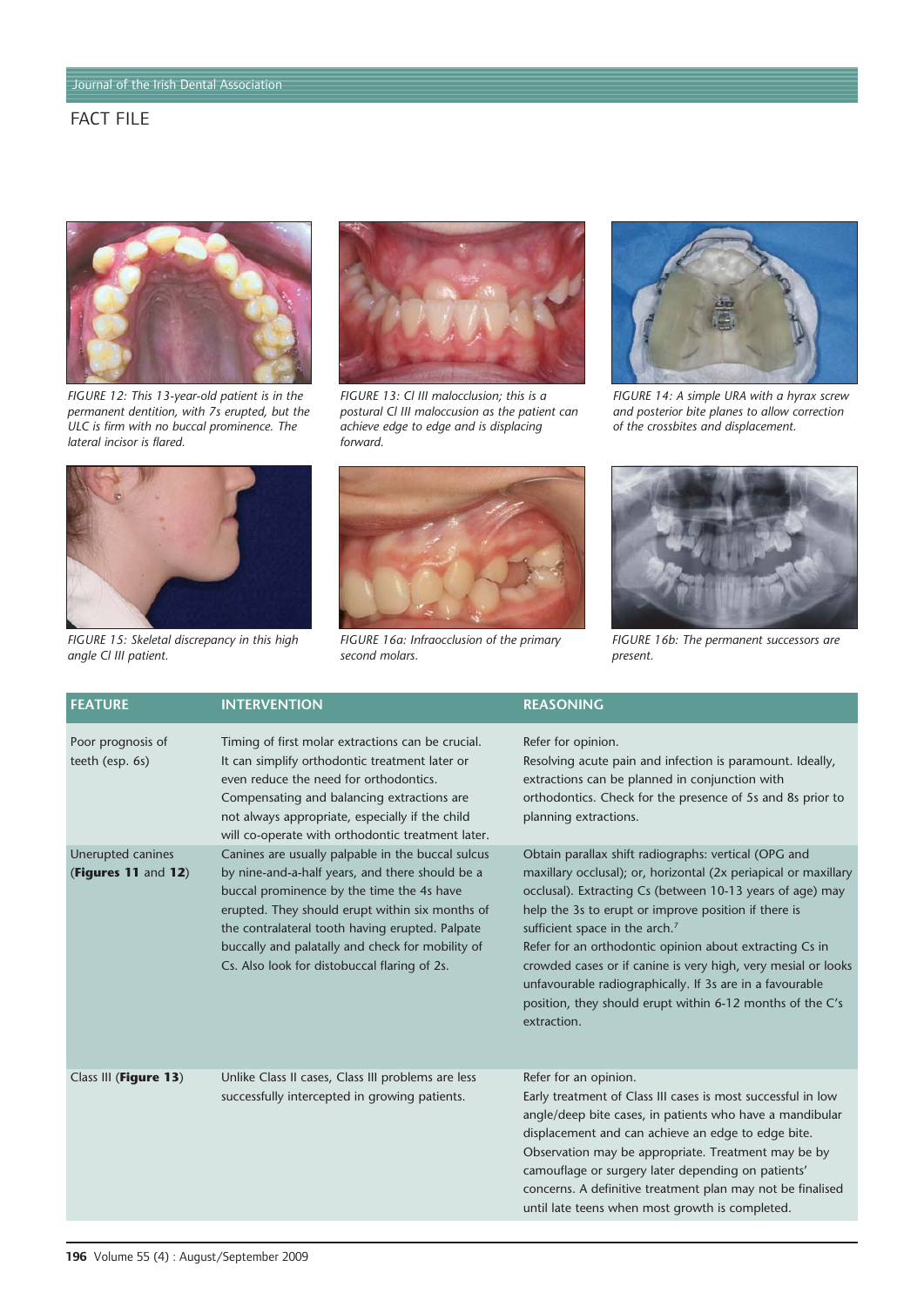## FACT FILE

FIGURE 12: This 13-year-old patient is in the permanent dentition, with 7s erupted, but the ULC is firm with no buccal prominence. The lateral incisor is flared.

FIGURE 13: Cl III malocclusion; this is a postural Cl III maloccusion as the patient can achieve edge to edge and is displacing forward.

FIGURE 14: A simple URA with a hyrax screw and posterior bite planes to allow correction of the crossbites and displacement.

FIGURE 15: Skeletal discrepancy in this high angle Cl III patient.

FIGURE 16a: Infraocclusion of the primary second molars.

FIGURE 16b: The permanent successors are present.

| FEATURE | INTERVENTION | REASONING |
|---|---|---|
| Poor prognosis of teeth (esp. 6s) | Timing of first molar extractions can be crucial. It can simplify orthodontic treatment later or even reduce the need for orthodontics. Compensating and balancing extractions are not always appropriate, especially if the child will co-operate with orthodontic treatment later. | Refer for opinion. Resolving acute pain and infection is paramount. Ideally, extractions can be planned in conjunction with orthodontics. Check for the presence of 5s and 8s prior to planning extractions. |
| Unerupted canines (**Figures 11** and **12**) | Canines are usually palpable in the buccal sulcus by nine-and-a-half years, and there should be a buccal prominence by the time the 4s have erupted. They should erupt within six months of the contralateral tooth having erupted. Palpate buccally and palatally and check for mobility of Cs. Also look for distobuccal flaring of 2s. | Obtain parallax shift radiographs: vertical (OPG and maxillary occlusal); or, horizontal (2x periapical or maxillary occlusal). Extracting Cs (between 10-13 years of age) may help the 3s to erupt or improve position if there is sufficient space in the arch.[7] Refer for an orthodontic opinion about extracting Cs in crowded cases or if canine is very high, very mesial or looks unfavourable radiographically. If 3s are in a favourable position, they should erupt within 6-12 months of the C's extraction. |
| Class III (**Figure 13**) | Unlike Class II cases, Class III problems are less successfully intercepted in growing patients. | Refer for an opinion. Early treatment of Class III cases is most successful in low angle/deep bite cases, in patients who have a mandibular displacement and can achieve an edge to edge bite. Observation may be appropriate. Treatment may be by camouflage or surgery later depending on patients' concerns. A definitive treatment plan may not be finalised until late teens when most growth is completed. |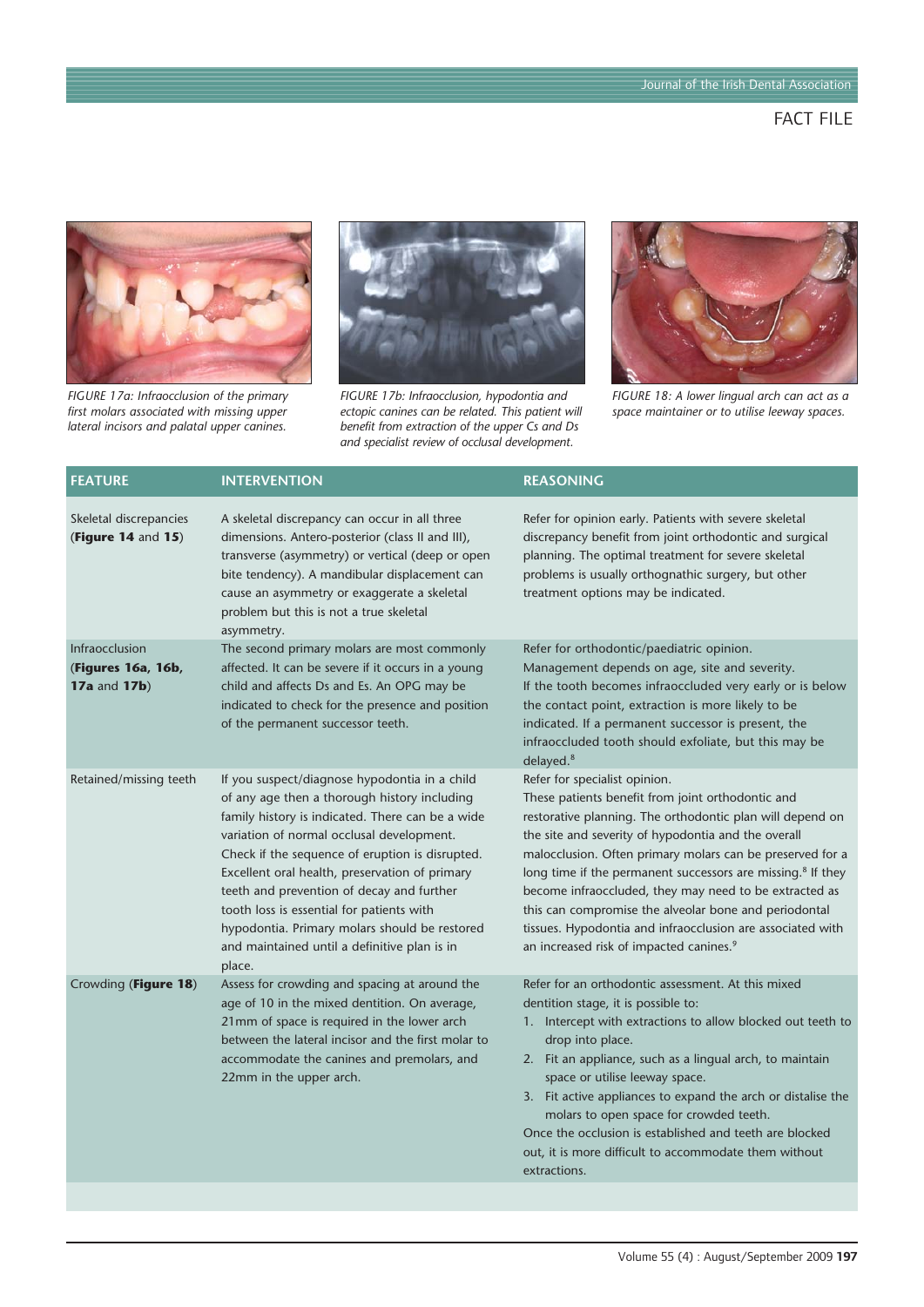FIGURE 17a: Infraocclusion of the primary first molars associated with missing upper lateral incisors and palatal upper canines.

FIGURE 17b: Infraocclusion, hypodontia and ectopic canines can be related. This patient will benefit from extraction of the upper Cs and Ds and specialist review of occlusal development.

FIGURE 18: A lower lingual arch can act as a space maintainer or to utilise leeway spaces.

| FEATURE | INTERVENTION | REASONING |
|---|---|---|
| Skeletal discrepancies (**Figure 14** and **15**) | A skeletal discrepancy can occur in all three dimensions. Antero-posterior (class II and III), transverse (asymmetry) or vertical (deep or open bite tendency). A mandibular displacement can cause an asymmetry or exaggerate a skeletal problem but this is not a true skeletal asymmetry. | Refer for opinion early. Patients with severe skeletal discrepancy benefit from joint orthodontic and surgical planning. The optimal treatment for severe skeletal problems is usually orthognathic surgery, but other treatment options may be indicated. |
| Infraocclusion (**Figures 16a, 16b, 17a** and **17b**) | The second primary molars are most commonly affected. It can be severe if it occurs in a young child and affects Ds and Es. An OPG may be indicated to check for the presence and position of the permanent successor teeth. | Refer for orthodontic/paediatric opinion. Management depends on age, site and severity. If the tooth becomes infraoccluded very early or is below the contact point, extraction is more likely to be indicated. If a permanent successor is present, the infraoccluded tooth should exfoliate, but this may be delayed.[8] |
| Retained/missing teeth | If you suspect/diagnose hypodontia in a child of any age then a thorough history including family history is indicated. There can be a wide variation of normal occlusal development. Check if the sequence of eruption is disrupted. Excellent oral health, preservation of primary teeth and prevention of decay and further tooth loss is essential for patients with hypodontia. Primary molars should be restored and maintained until a definitive plan is in place. | Refer for specialist opinion. These patients benefit from joint orthodontic and restorative planning. The orthodontic plan will depend on the site and severity of hypodontia and the overall malocclusion. Often primary molars can be preserved for a long time if the permanent successors are missing.[8] If they become infraoccluded, they may need to be extracted as this can compromise the alveolar bone and periodontal tissues. Hypodontia and infraocclusion are associated with an increased risk of impacted canines.[9] |
| Crowding (**Figure 18**) | Assess for crowding and spacing at around the age of 10 in the mixed dentition. On average, 21mm of space is required in the lower arch between the lateral incisor and the first molar to accommodate the canines and premolars, and 22mm in the upper arch. | Refer for an orthodontic assessment. At this mixed dentition stage, it is possible to: 1. Intercept with extractions to allow blocked out teeth to drop into place. 2. Fit an appliance, such as a lingual arch, to maintain space or utilise leeway space. 3. Fit active appliances to expand the arch or distalise the molars to open space for crowded teeth. Once the occlusion is established and teeth are blocked out, it is more difficult to accommodate them without extractions. |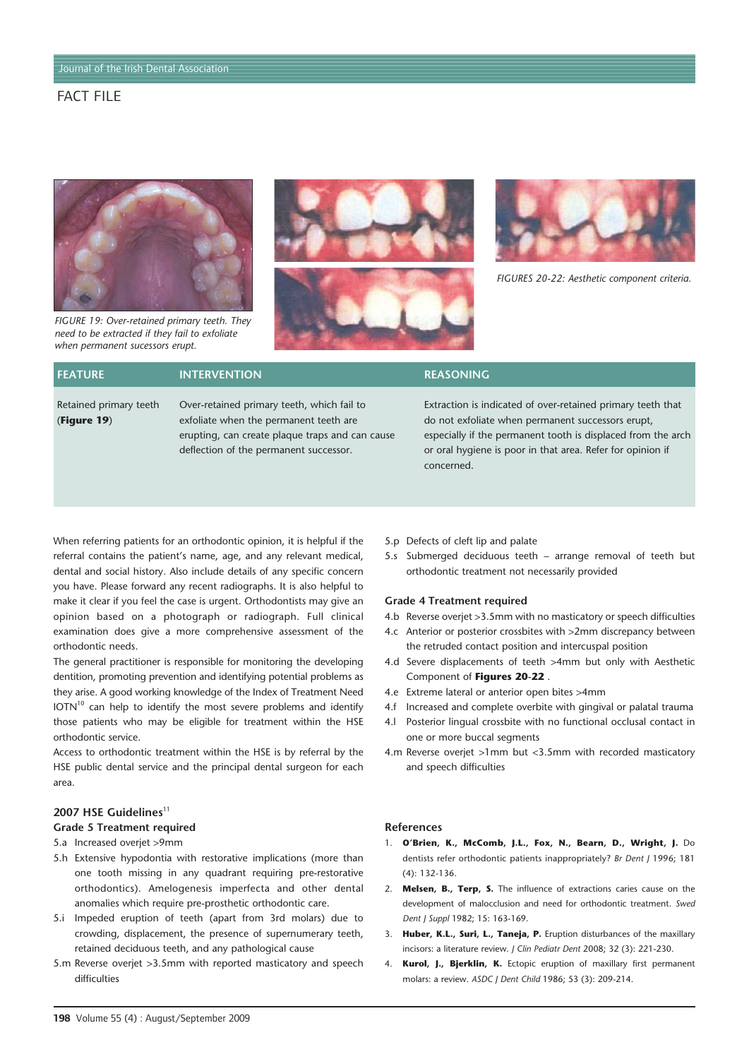FIGURE 19: Over-retained primary teeth. They need to be extracted if they fail to exfoliate when permanent sucessors erupt.

FIGURES 20-22: Aesthetic component criteria.

| FEATURE | INTERVENTION | REASONING |
| --- | --- | --- |
| Retained primary teeth (**Figure 19**) | Over-retained primary teeth, which fail to exfoliate when the permanent teeth are erupting, can create plaque traps and can cause deflection of the permanent successor. | Extraction is indicated of over-retained primary teeth that do not exfoliate when permanent successors erupt, especially if the permanent tooth is displaced from the arch or oral hygiene is poor in that area. Refer for opinion if concerned. |

When referring patients for an orthodontic opinion, it is helpful if the referral contains the patient's name, age, and any relevant medical, dental and social history. Also include details of any specific concern you have. Please forward any recent radiographs. It is also helpful to make it clear if you feel the case is urgent. Orthodontists may give an opinion based on a photograph or radiograph. Full clinical examination does give a more comprehensive assessment of the orthodontic needs.

The general practitioner is responsible for monitoring the developing dentition, promoting prevention and identifying potential problems as they arise. A good working knowledge of the Index of Treatment Need IOTN[10] can help to identify the most severe problems and identify those patients who may be eligible for treatment within the HSE orthodontic service.

Access to orthodontic treatment within the HSE is by referral by the HSE public dental service and the principal dental surgeon for each area.

### 2007 HSE Guidelines[11]

#### Grade 5 Treatment required

- 5.a Increased overjet >9mm
- 5.h Extensive hypodontia with restorative implications (more than one tooth missing in any quadrant requiring pre-restorative orthodontics). Amelogenesis imperfecta and other dental anomalies which require pre-prosthetic orthodontic care.
- 5.i Impeded eruption of teeth (apart from 3rd molars) due to crowding, displacement, the presence of supernumerary teeth, retained deciduous teeth, and any pathological cause
- 5.m Reverse overjet >3.5mm with reported masticatory and speech difficulties
- 5.p Defects of cleft lip and palate
- 5.s Submerged deciduous teeth – arrange removal of teeth but orthodontic treatment not necessarily provided

#### Grade 4 Treatment required

- 4.b Reverse overjet >3.5mm with no masticatory or speech difficulties
- 4.c Anterior or posterior crossbites with >2mm discrepancy between the retruded contact position and intercuspal position
- 4.d Severe displacements of teeth >4mm but only with Aesthetic Component of **Figures 20-22** .
- 4.e Extreme lateral or anterior open bites >4mm
- 4.f Increased and complete overbite with gingival or palatal trauma
- 4.l Posterior lingual crossbite with no functional occlusal contact in one or more buccal segments
- 4.m Reverse overjet >1mm but <3.5mm with recorded masticatory and speech difficulties

### References

1. **O'Brien, K., McComb, J.L., Fox, N., Bearn, D., Wright, J.** Do dentists refer orthodontic patients inappropriately? *Br Dent J* 1996; 181 (4): 132-136.
2. **Melsen, B., Terp, S.** The influence of extractions caries cause on the development of malocclusion and need for orthodontic treatment. *Swed Dent J Suppl* 1982; 15: 163-169.
3. **Huber, K.L., Suri, L., Taneja, P.** Eruption disturbances of the maxillary incisors: a literature review. *J Clin Pediatr Dent* 2008; 32 (3): 221-230.
4. **Kurol, J., Bjerklin, K.** Ectopic eruption of maxillary first permanent molars: a review. *ASDC J Dent Child* 1986; 53 (3): 209-214.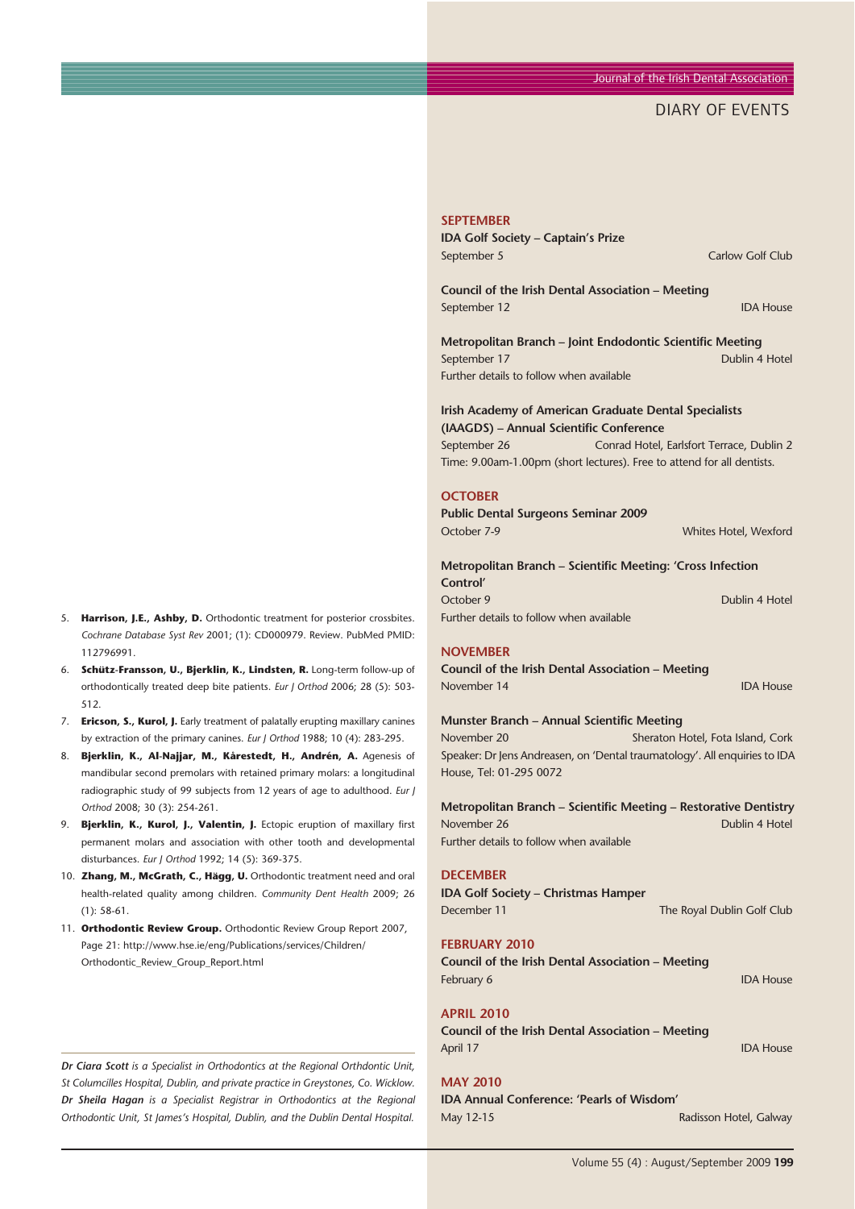5. **Harrison, J.E., Ashby, D.** Orthodontic treatment for posterior crossbites. *Cochrane Database Syst Rev* 2001; (1): CD000979. Review. PubMed PMID: 112796991.
6. **Schütz-Fransson, U., Bjerklin, K., Lindsten, R.** Long-term follow-up of orthodontically treated deep bite patients. *Eur J Orthod* 2006; 28 (5): 503-512.
7. **Ericson, S., Kurol, J.** Early treatment of palatally erupting maxillary canines by extraction of the primary canines. *Eur J Orthod* 1988; 10 (4): 283-295.
8. **Bjerklin, K., Al-Najjar, M., Kårestedt, H., Andrén, A.** Agenesis of mandibular second premolars with retained primary molars: a longitudinal radiographic study of 99 subjects from 12 years of age to adulthood. *Eur J Orthod* 2008; 30 (3): 254-261.
9. **Bjerklin, K., Kurol, J., Valentin, J.** Ectopic eruption of maxillary first permanent molars and association with other tooth and developmental disturbances. *Eur J Orthod* 1992; 14 (5): 369-375.
10. **Zhang, M., McGrath, C., Hägg, U.** Orthodontic treatment need and oral health-related quality among children. *Community Dent Health* 2009; 26 (1): 58-61.
11. **Orthodontic Review Group.** Orthodontic Review Group Report 2007, Page 21: http://www.hse.ie/eng/Publications/services/Children/Orthodontic_Review_Group_Report.html

***Dr Ciara Scott** is a Specialist in Orthodontics at the Regional Orthdontic Unit, St Columcilles Hospital, Dublin, and private practice in Greystones, Co. Wicklow. **Dr Sheila Hagan** is a Specialist Registrar in Orthodontics at the Regional Orthodontic Unit, St James's Hospital, Dublin, and the Dublin Dental Hospital.*

# DIARY OF EVENTS

## SEPTEMBER

**IDA Golf Society – Captain's Prize**
September 5 — Carlow Golf Club

**Council of the Irish Dental Association – Meeting**
September 12 — IDA House

**Metropolitan Branch – Joint Endodontic Scientific Meeting**
September 17 — Dublin 4 Hotel
Further details to follow when available

**Irish Academy of American Graduate Dental Specialists (IAAGDS) – Annual Scientific Conference**
September 26 — Conrad Hotel, Earlsfort Terrace, Dublin 2
Time: 9.00am-1.00pm (short lectures). Free to attend for all dentists.

## OCTOBER

**Public Dental Surgeons Seminar 2009**
October 7-9 — Whites Hotel, Wexford

**Metropolitan Branch – Scientific Meeting: 'Cross Infection Control'**
October 9 — Dublin 4 Hotel
Further details to follow when available

## NOVEMBER

**Council of the Irish Dental Association – Meeting**
November 14 — IDA House

**Munster Branch – Annual Scientific Meeting**
November 20 — Sheraton Hotel, Fota Island, Cork
Speaker: Dr Jens Andreasen, on 'Dental traumatology'. All enquiries to IDA House, Tel: 01-295 0072

**Metropolitan Branch – Scientific Meeting – Restorative Dentistry**
November 26 — Dublin 4 Hotel
Further details to follow when available

## DECEMBER

**IDA Golf Society – Christmas Hamper**
December 11 — The Royal Dublin Golf Club

## FEBRUARY 2010

**Council of the Irish Dental Association – Meeting**
February 6 — IDA House

## APRIL 2010

**Council of the Irish Dental Association – Meeting**
April 17 — IDA House

## MAY 2010

**IDA Annual Conference: 'Pearls of Wisdom'**
May 12-15 — Radisson Hotel, Galway